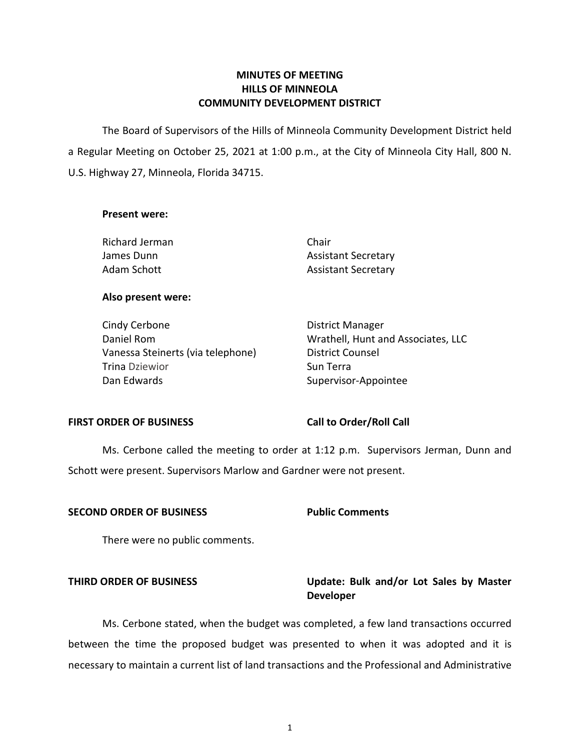# MINUTES OF MEETING
# HILLS OF MINNEOLA
# COMMUNITY DEVELOPMENT DISTRICT

The Board of Supervisors of the Hills of Minneola Community Development District held a Regular Meeting on October 25, 2021 at 1:00 p.m., at the City of Minneola City Hall, 800 N. U.S. Highway 27, Minneola, Florida 34715.

**Present were:**

| | |
|---|---|
| Richard Jerman | Chair |
| James Dunn | Assistant Secretary |
| Adam Schott | Assistant Secretary |

**Also present were:**

| | |
|---|---|
| Cindy Cerbone | District Manager |
| Daniel Rom | Wrathell, Hunt and Associates, LLC |
| Vanessa Steinerts (via telephone) | District Counsel |
| Trina Dziewior | Sun Terra |
| Dan Edwards | Supervisor-Appointee |

**FIRST ORDER OF BUSINESS** **Call to Order/Roll Call**

Ms. Cerbone called the meeting to order at 1:12 p.m. Supervisors Jerman, Dunn and Schott were present. Supervisors Marlow and Gardner were not present.

**SECOND ORDER OF BUSINESS** **Public Comments**

There were no public comments.

**THIRD ORDER OF BUSINESS** **Update: Bulk and/or Lot Sales by Master Developer**

Ms. Cerbone stated, when the budget was completed, a few land transactions occurred between the time the proposed budget was presented to when it was adopted and it is necessary to maintain a current list of land transactions and the Professional and Administrative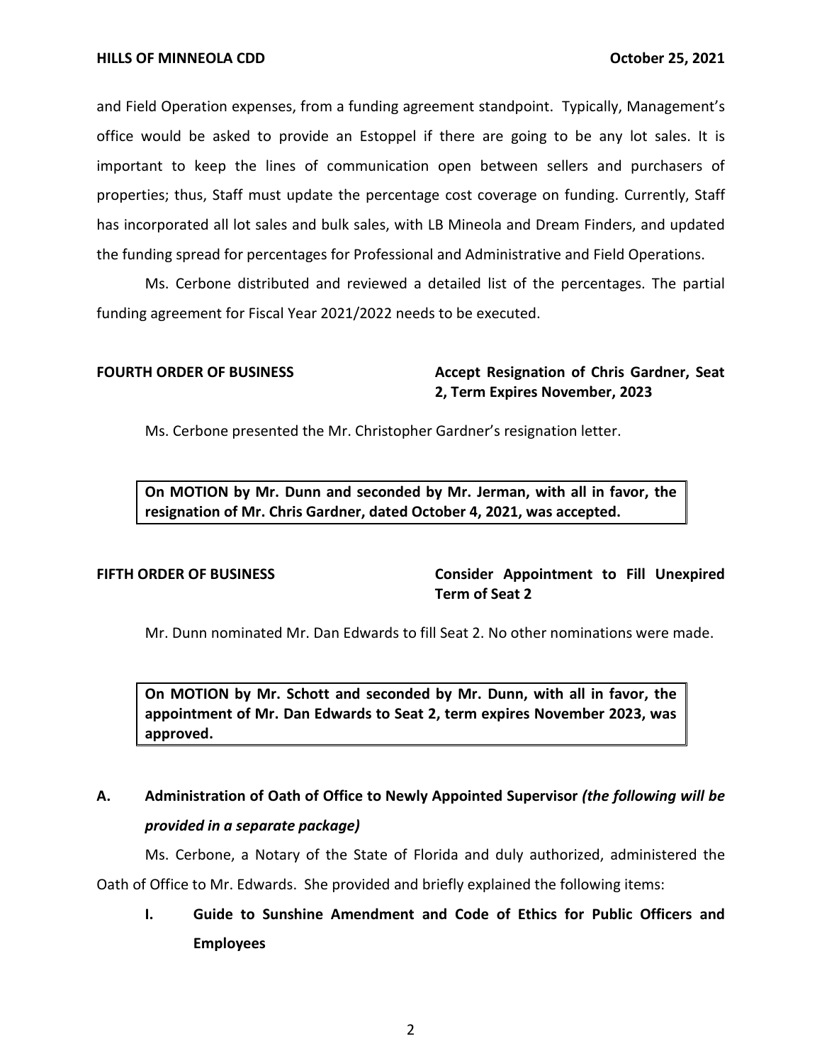and Field Operation expenses, from a funding agreement standpoint. Typically, Management's office would be asked to provide an Estoppel if there are going to be any lot sales. It is important to keep the lines of communication open between sellers and purchasers of properties; thus, Staff must update the percentage cost coverage on funding. Currently, Staff has incorporated all lot sales and bulk sales, with LB Mineola and Dream Finders, and updated the funding spread for percentages for Professional and Administrative and Field Operations.

Ms. Cerbone distributed and reviewed a detailed list of the percentages. The partial funding agreement for Fiscal Year 2021/2022 needs to be executed.

**FOURTH ORDER OF BUSINESS** **Accept Resignation of Chris Gardner, Seat 2, Term Expires November, 2023**

Ms. Cerbone presented the Mr. Christopher Gardner's resignation letter.

**On MOTION by Mr. Dunn and seconded by Mr. Jerman, with all in favor, the resignation of Mr. Chris Gardner, dated October 4, 2021, was accepted.**

**FIFTH ORDER OF BUSINESS** **Consider Appointment to Fill Unexpired Term of Seat 2**

Mr. Dunn nominated Mr. Dan Edwards to fill Seat 2. No other nominations were made.

**On MOTION by Mr. Schott and seconded by Mr. Dunn, with all in favor, the appointment of Mr. Dan Edwards to Seat 2, term expires November 2023, was approved.**

**A. Administration of Oath of Office to Newly Appointed Supervisor *(the following will be provided in a separate package)***

Ms. Cerbone, a Notary of the State of Florida and duly authorized, administered the Oath of Office to Mr. Edwards. She provided and briefly explained the following items:

**I. Guide to Sunshine Amendment and Code of Ethics for Public Officers and Employees**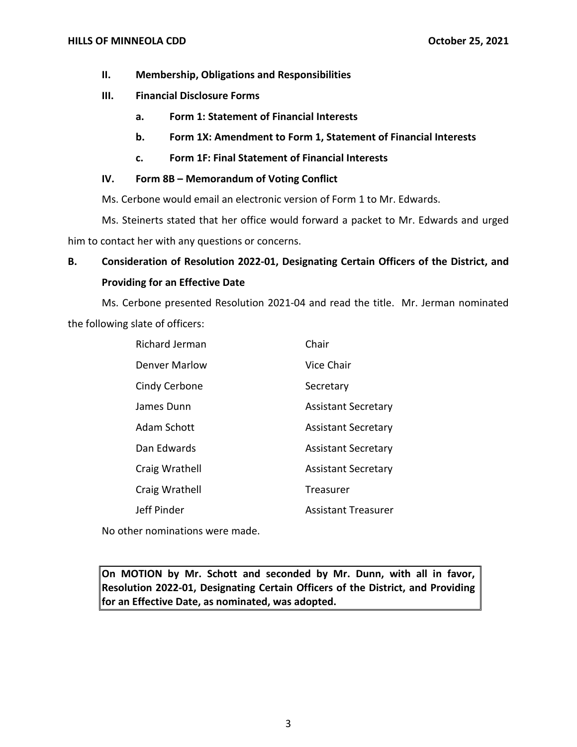**II. Membership, Obligations and Responsibilities**

**III. Financial Disclosure Forms**

**a. Form 1: Statement of Financial Interests**

**b. Form 1X: Amendment to Form 1, Statement of Financial Interests**

**c. Form 1F: Final Statement of Financial Interests**

**IV. Form 8B – Memorandum of Voting Conflict**

Ms. Cerbone would email an electronic version of Form 1 to Mr. Edwards.

Ms. Steinerts stated that her office would forward a packet to Mr. Edwards and urged him to contact her with any questions or concerns.

**B. Consideration of Resolution 2022-01, Designating Certain Officers of the District, and Providing for an Effective Date**

Ms. Cerbone presented Resolution 2021-04 and read the title. Mr. Jerman nominated the following slate of officers:

| | |
|---|---|
| Richard Jerman | Chair |
| Denver Marlow | Vice Chair |
| Cindy Cerbone | Secretary |
| James Dunn | Assistant Secretary |
| Adam Schott | Assistant Secretary |
| Dan Edwards | Assistant Secretary |
| Craig Wrathell | Assistant Secretary |
| Craig Wrathell | Treasurer |
| Jeff Pinder | Assistant Treasurer |

No other nominations were made.

**On MOTION by Mr. Schott and seconded by Mr. Dunn, with all in favor, Resolution 2022-01, Designating Certain Officers of the District, and Providing for an Effective Date, as nominated, was adopted.**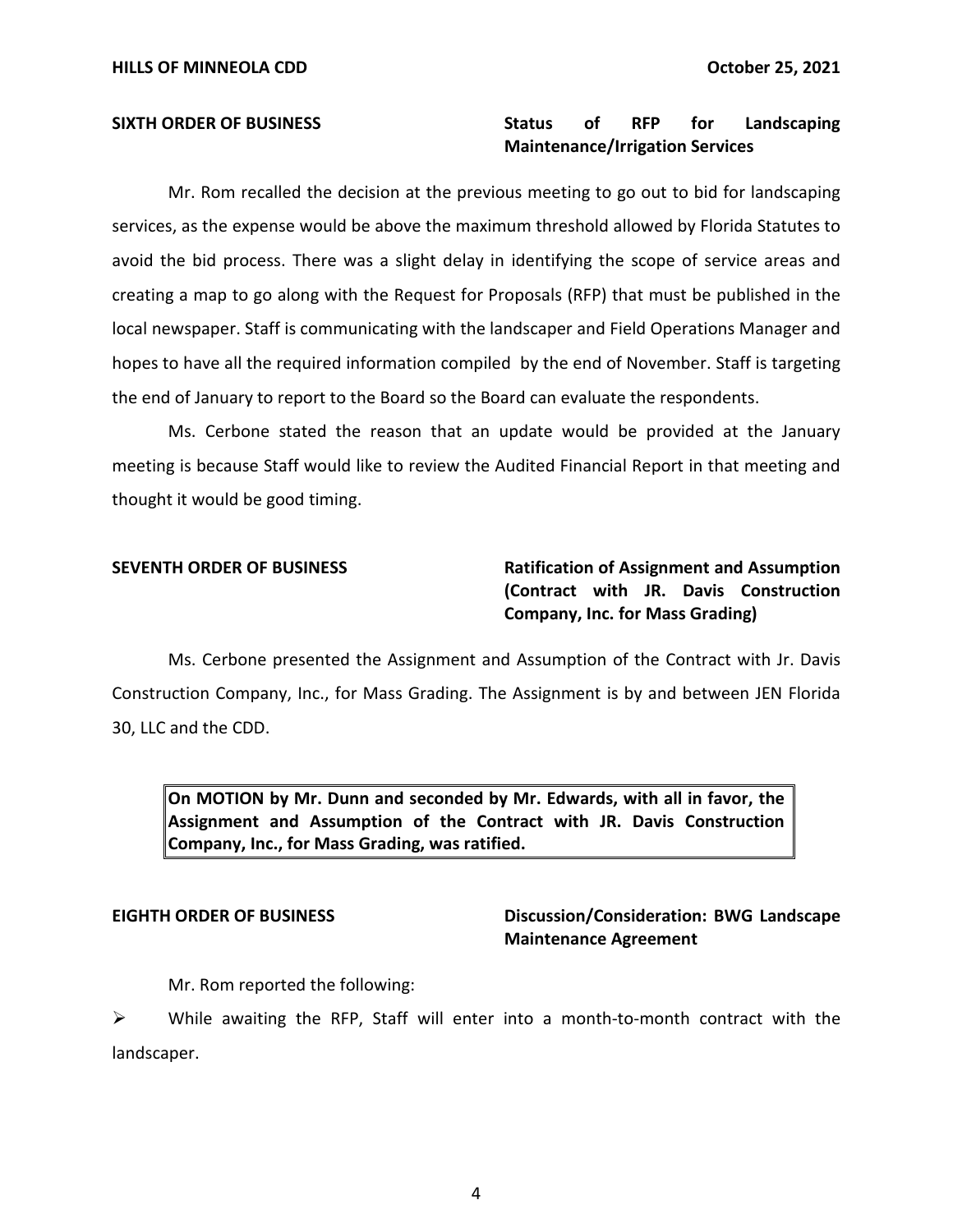**SIXTH ORDER OF BUSINESS** **Status of RFP for Landscaping Maintenance/Irrigation Services**

Mr. Rom recalled the decision at the previous meeting to go out to bid for landscaping services, as the expense would be above the maximum threshold allowed by Florida Statutes to avoid the bid process. There was a slight delay in identifying the scope of service areas and creating a map to go along with the Request for Proposals (RFP) that must be published in the local newspaper. Staff is communicating with the landscaper and Field Operations Manager and hopes to have all the required information compiled by the end of November. Staff is targeting the end of January to report to the Board so the Board can evaluate the respondents.

Ms. Cerbone stated the reason that an update would be provided at the January meeting is because Staff would like to review the Audited Financial Report in that meeting and thought it would be good timing.

**SEVENTH ORDER OF BUSINESS** **Ratification of Assignment and Assumption (Contract with JR. Davis Construction Company, Inc. for Mass Grading)**

Ms. Cerbone presented the Assignment and Assumption of the Contract with Jr. Davis Construction Company, Inc., for Mass Grading. The Assignment is by and between JEN Florida 30, LLC and the CDD.

> **On MOTION by Mr. Dunn and seconded by Mr. Edwards, with all in favor, the Assignment and Assumption of the Contract with JR. Davis Construction Company, Inc., for Mass Grading, was ratified.**

**EIGHTH ORDER OF BUSINESS** **Discussion/Consideration: BWG Landscape Maintenance Agreement**

Mr. Rom reported the following:

- While awaiting the RFP, Staff will enter into a month-to-month contract with the landscaper.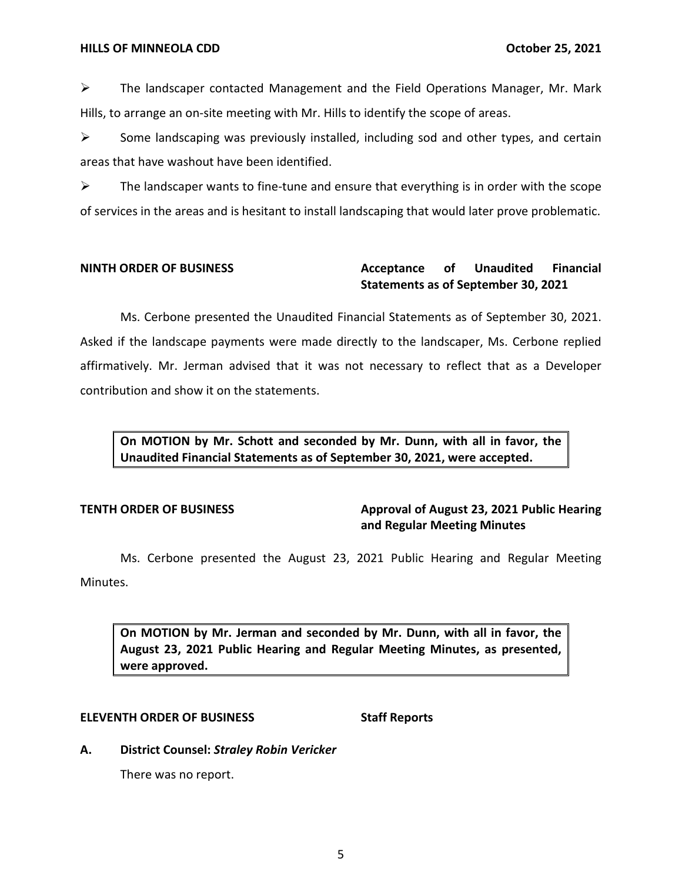- The landscaper contacted Management and the Field Operations Manager, Mr. Mark Hills, to arrange an on-site meeting with Mr. Hills to identify the scope of areas.
- Some landscaping was previously installed, including sod and other types, and certain areas that have washout have been identified.
- The landscaper wants to fine-tune and ensure that everything is in order with the scope of services in the areas and is hesitant to install landscaping that would later prove problematic.

**NINTH ORDER OF BUSINESS** **Acceptance of Unaudited Financial Statements as of September 30, 2021**

Ms. Cerbone presented the Unaudited Financial Statements as of September 30, 2021. Asked if the landscape payments were made directly to the landscaper, Ms. Cerbone replied affirmatively. Mr. Jerman advised that it was not necessary to reflect that as a Developer contribution and show it on the statements.

**On MOTION by Mr. Schott and seconded by Mr. Dunn, with all in favor, the Unaudited Financial Statements as of September 30, 2021, were accepted.**

**TENTH ORDER OF BUSINESS** **Approval of August 23, 2021 Public Hearing and Regular Meeting Minutes**

Ms. Cerbone presented the August 23, 2021 Public Hearing and Regular Meeting Minutes.

**On MOTION by Mr. Jerman and seconded by Mr. Dunn, with all in favor, the August 23, 2021 Public Hearing and Regular Meeting Minutes, as presented, were approved.**

**ELEVENTH ORDER OF BUSINESS** **Staff Reports**

**A. District Counsel: *Straley Robin Vericker***

There was no report.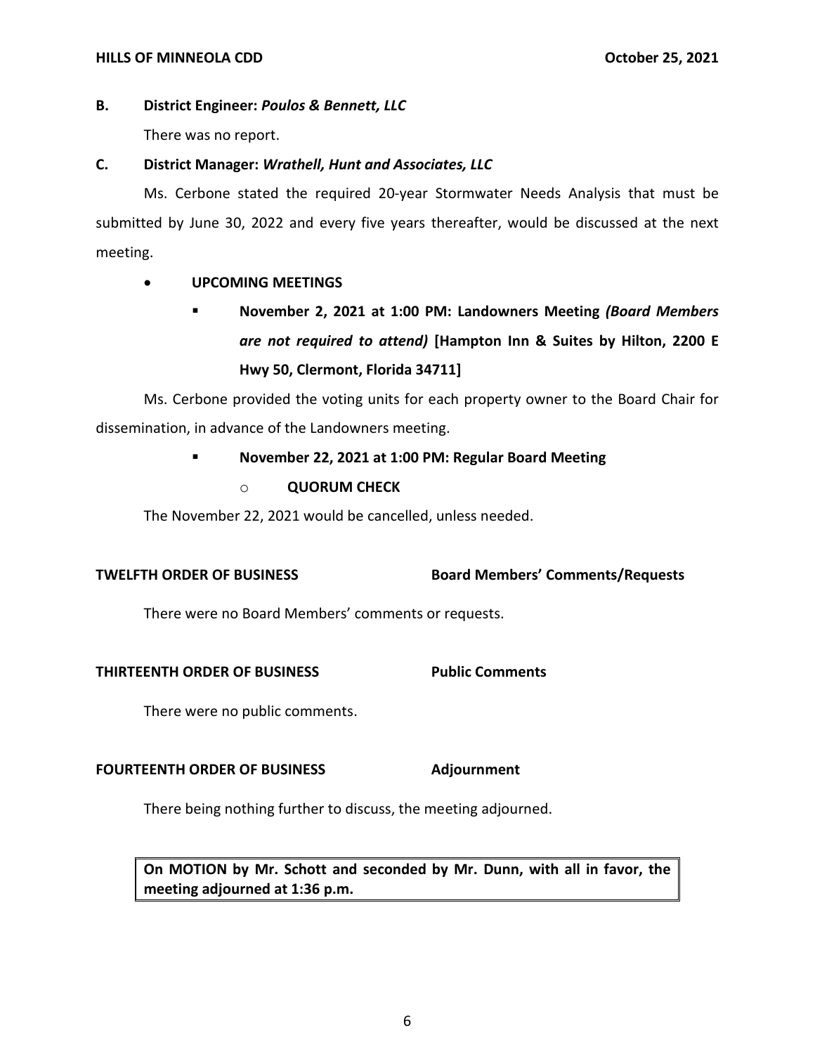**B. District Engineer: *Poulos & Bennett, LLC***

There was no report.

**C. District Manager: *Wrathell, Hunt and Associates, LLC***

Ms. Cerbone stated the required 20-year Stormwater Needs Analysis that must be submitted by June 30, 2022 and every five years thereafter, would be discussed at the next meeting.

- **UPCOMING MEETINGS**
  - **November 2, 2021 at 1:00 PM: Landowners Meeting *(Board Members are not required to attend)* [Hampton Inn & Suites by Hilton, 2200 E Hwy 50, Clermont, Florida 34711]**

Ms. Cerbone provided the voting units for each property owner to the Board Chair for dissemination, in advance of the Landowners meeting.

  - **November 22, 2021 at 1:00 PM: Regular Board Meeting**
    - **QUORUM CHECK**

The November 22, 2021 would be cancelled, unless needed.

**TWELFTH ORDER OF BUSINESS — Board Members' Comments/Requests**

There were no Board Members' comments or requests.

**THIRTEENTH ORDER OF BUSINESS — Public Comments**

There were no public comments.

**FOURTEENTH ORDER OF BUSINESS — Adjournment**

There being nothing further to discuss, the meeting adjourned.

**On MOTION by Mr. Schott and seconded by Mr. Dunn, with all in favor, the meeting adjourned at 1:36 p.m.**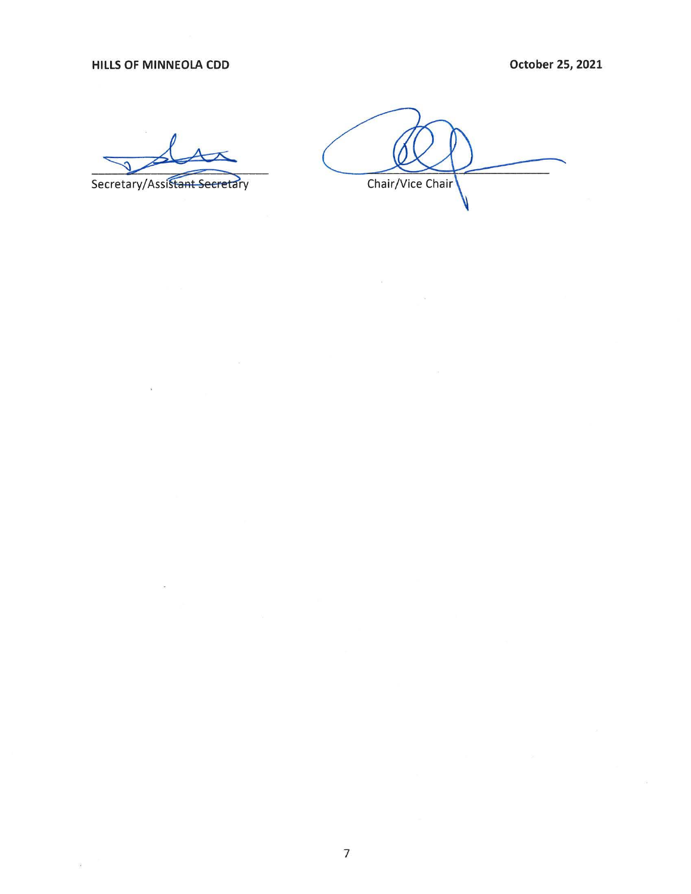**HILLS OF MINNEOLA CDD** **October 25, 2021**

\_\_\_\_\_\_\_\_\_\_\_\_\_\_\_\_\_\_\_\_\_\_\_\_\_\_\_\_\_\_
Secretary/Assistant Secretary

\_\_\_\_\_\_\_\_\_\_\_\_\_\_\_\_\_\_\_\_\_\_\_\_\_\_\_\_\_\_
Chair/Vice Chair